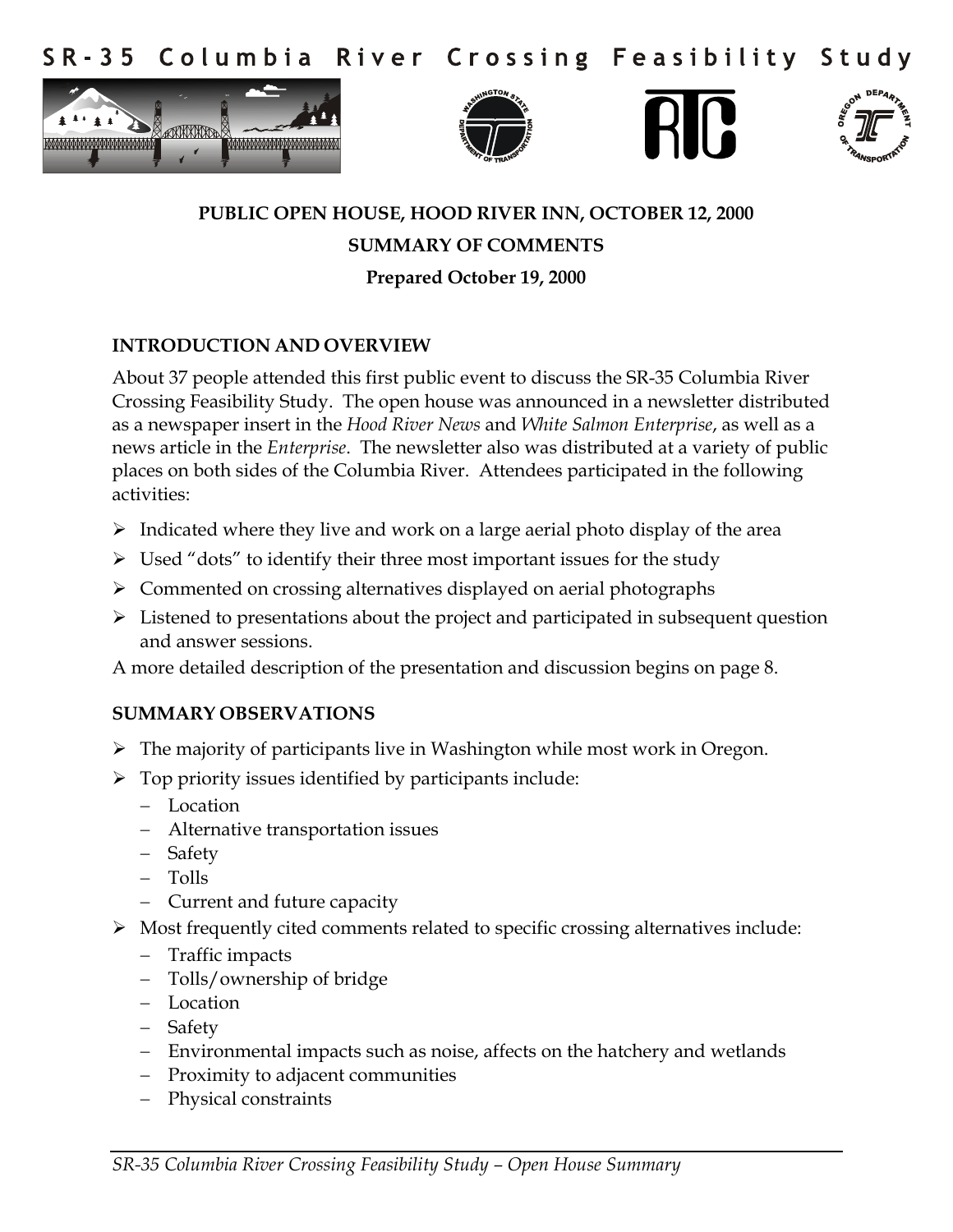# SR-35 Columbia River Crossing Feasibility Study

**PUBLIC OPEN HOUSE, HOOD RIVER INN, OCTOBER 12, 2000**

**SUMMARY OF COMMENTS**

**Prepared October 19, 2000**

## INTRODUCTION AND OVERVIEW

About 37 people attended this first public event to discuss the SR-35 Columbia River Crossing Feasibility Study. The open house was announced in a newsletter distributed as a newspaper insert in the *Hood River News* and *White Salmon Enterprise*, as well as a news article in the *Enterprise*. The newsletter also was distributed at a variety of public places on both sides of the Columbia River. Attendees participated in the following activities:

- Indicated where they live and work on a large aerial photo display of the area
- Used "dots" to identify their three most important issues for the study
- Commented on crossing alternatives displayed on aerial photographs
- Listened to presentations about the project and participated in subsequent question and answer sessions.

A more detailed description of the presentation and discussion begins on page 8.

## SUMMARY OBSERVATIONS

- The majority of participants live in Washington while most work in Oregon.
- Top priority issues identified by participants include:
  - Location
  - Alternative transportation issues
  - Safety
  - Tolls
  - Current and future capacity
- Most frequently cited comments related to specific crossing alternatives include:
  - Traffic impacts
  - Tolls/ownership of bridge
  - Location
  - Safety
  - Environmental impacts such as noise, affects on the hatchery and wetlands
  - Proximity to adjacent communities
  - Physical constraints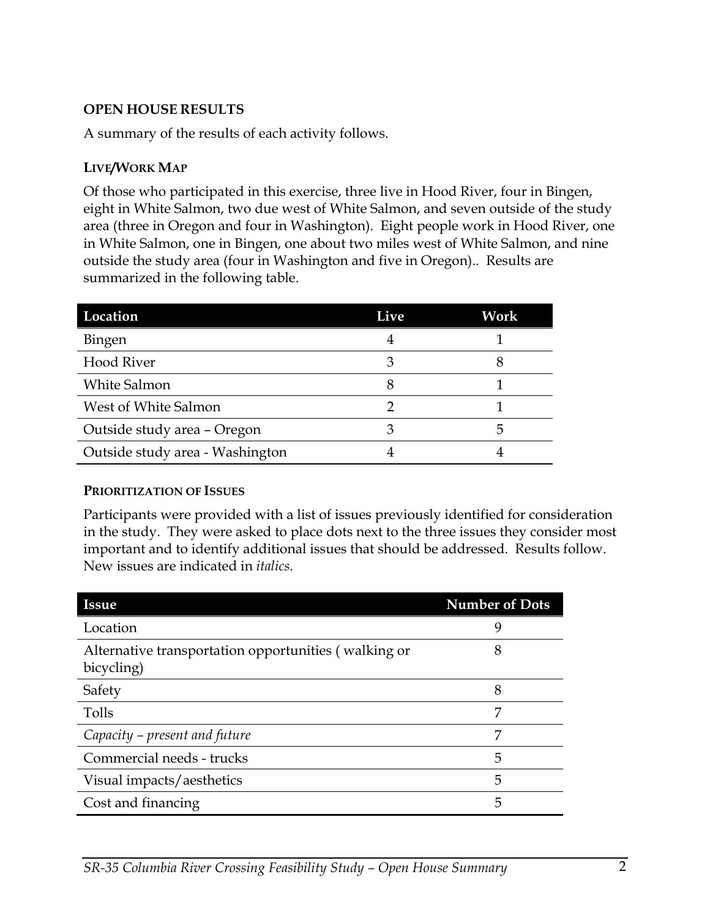## OPEN HOUSE RESULTS

A summary of the results of each activity follows.

### LIVE/WORK MAP

Of those who participated in this exercise, three live in Hood River, four in Bingen, eight in White Salmon, two due west of White Salmon, and seven outside of the study area (three in Oregon and four in Washington). Eight people work in Hood River, one in White Salmon, one in Bingen, one about two miles west of White Salmon, and nine outside the study area (four in Washington and five in Oregon).. Results are summarized in the following table.

| Location | Live | Work |
|---|---|---|
| Bingen | 4 | 1 |
| Hood River | 3 | 8 |
| White Salmon | 8 | 1 |
| West of White Salmon | 2 | 1 |
| Outside study area – Oregon | 3 | 5 |
| Outside study area - Washington | 4 | 4 |

### PRIORITIZATION OF ISSUES

Participants were provided with a list of issues previously identified for consideration in the study. They were asked to place dots next to the three issues they consider most important and to identify additional issues that should be addressed. Results follow. New issues are indicated in *italics*.

| Issue | Number of Dots |
|---|---|
| Location | 9 |
| Alternative transportation opportunities ( walking or bicycling) | 8 |
| Safety | 8 |
| Tolls | 7 |
| *Capacity – present and future* | 7 |
| Commercial needs - trucks | 5 |
| Visual impacts/aesthetics | 5 |
| Cost and financing | 5 |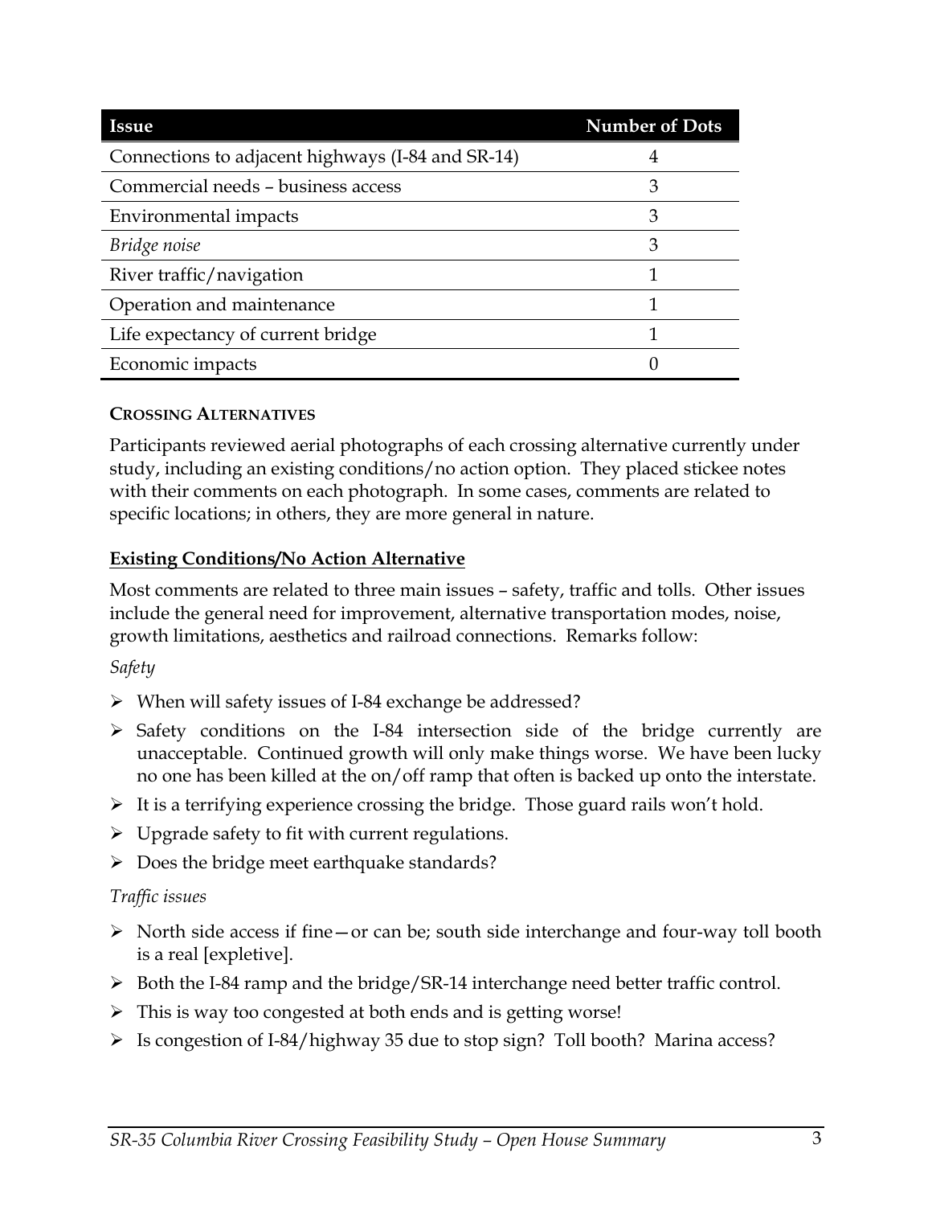| Issue | Number of Dots |
|---|---|
| Connections to adjacent highways (I-84 and SR-14) | 4 |
| Commercial needs – business access | 3 |
| Environmental impacts | 3 |
| *Bridge noise* | 3 |
| River traffic/navigation | 1 |
| Operation and maintenance | 1 |
| Life expectancy of current bridge | 1 |
| Economic impacts | 0 |

### CROSSING ALTERNATIVES

Participants reviewed aerial photographs of each crossing alternative currently under study, including an existing conditions/no action option. They placed stickee notes with their comments on each photograph. In some cases, comments are related to specific locations; in others, they are more general in nature.

#### Existing Conditions/No Action Alternative

Most comments are related to three main issues – safety, traffic and tolls. Other issues include the general need for improvement, alternative transportation modes, noise, growth limitations, aesthetics and railroad connections. Remarks follow:

*Safety*

- When will safety issues of I-84 exchange be addressed?
- Safety conditions on the I-84 intersection side of the bridge currently are unacceptable. Continued growth will only make things worse. We have been lucky no one has been killed at the on/off ramp that often is backed up onto the interstate.
- It is a terrifying experience crossing the bridge. Those guard rails won't hold.
- Upgrade safety to fit with current regulations.
- Does the bridge meet earthquake standards?

*Traffic issues*

- North side access if fine—or can be; south side interchange and four-way toll booth is a real [expletive].
- Both the I-84 ramp and the bridge/SR-14 interchange need better traffic control.
- This is way too congested at both ends and is getting worse!
- Is congestion of I-84/highway 35 due to stop sign? Toll booth? Marina access?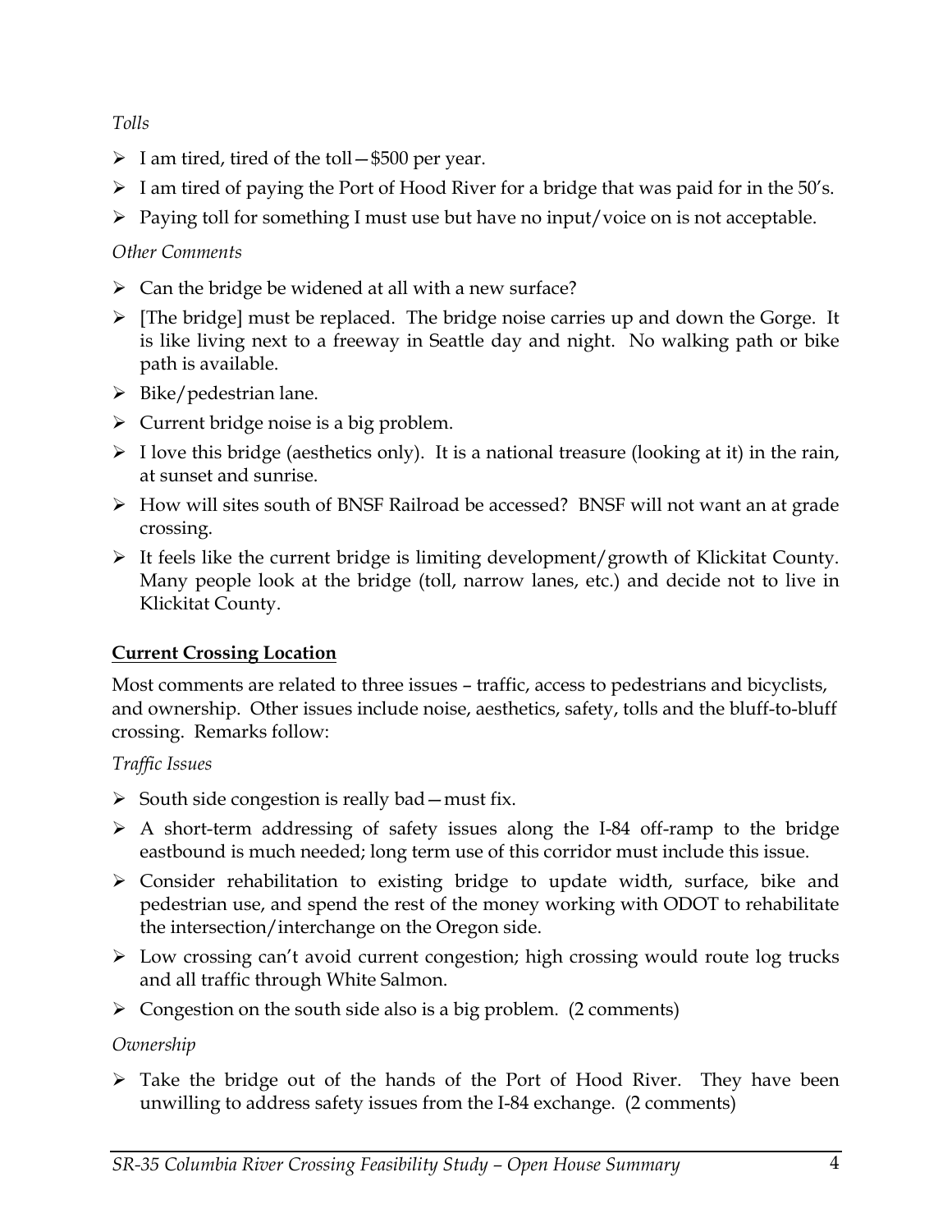*Tolls*

- I am tired, tired of the toll—$500 per year.
- I am tired of paying the Port of Hood River for a bridge that was paid for in the 50's.
- Paying toll for something I must use but have no input/voice on is not acceptable.

*Other Comments*

- Can the bridge be widened at all with a new surface?
- [The bridge] must be replaced. The bridge noise carries up and down the Gorge. It is like living next to a freeway in Seattle day and night. No walking path or bike path is available.
- Bike/pedestrian lane.
- Current bridge noise is a big problem.
- I love this bridge (aesthetics only). It is a national treasure (looking at it) in the rain, at sunset and sunrise.
- How will sites south of BNSF Railroad be accessed? BNSF will not want an at grade crossing.
- It feels like the current bridge is limiting development/growth of Klickitat County. Many people look at the bridge (toll, narrow lanes, etc.) and decide not to live in Klickitat County.

**Current Crossing Location**

Most comments are related to three issues – traffic, access to pedestrians and bicyclists, and ownership. Other issues include noise, aesthetics, safety, tolls and the bluff-to-bluff crossing. Remarks follow:

*Traffic Issues*

- South side congestion is really bad—must fix.
- A short-term addressing of safety issues along the I-84 off-ramp to the bridge eastbound is much needed; long term use of this corridor must include this issue.
- Consider rehabilitation to existing bridge to update width, surface, bike and pedestrian use, and spend the rest of the money working with ODOT to rehabilitate the intersection/interchange on the Oregon side.
- Low crossing can't avoid current congestion; high crossing would route log trucks and all traffic through White Salmon.
- Congestion on the south side also is a big problem. (2 comments)

*Ownership*

- Take the bridge out of the hands of the Port of Hood River. They have been unwilling to address safety issues from the I-84 exchange. (2 comments)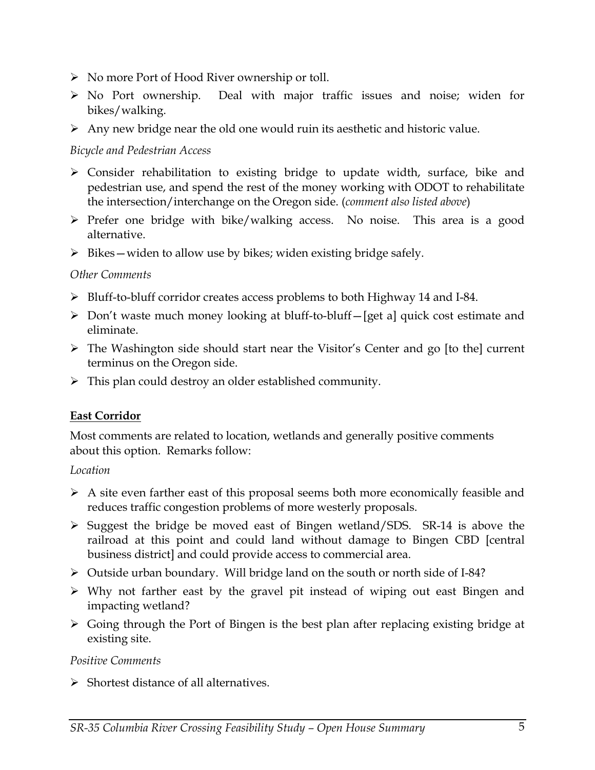- No more Port of Hood River ownership or toll.
- No Port ownership. Deal with major traffic issues and noise; widen for bikes/walking.
- Any new bridge near the old one would ruin its aesthetic and historic value.

*Bicycle and Pedestrian Access*

- Consider rehabilitation to existing bridge to update width, surface, bike and pedestrian use, and spend the rest of the money working with ODOT to rehabilitate the intersection/interchange on the Oregon side. (*comment also listed above*)
- Prefer one bridge with bike/walking access. No noise. This area is a good alternative.
- Bikes—widen to allow use by bikes; widen existing bridge safely.

*Other Comments*

- Bluff-to-bluff corridor creates access problems to both Highway 14 and I-84.
- Don't waste much money looking at bluff-to-bluff—[get a] quick cost estimate and eliminate.
- The Washington side should start near the Visitor's Center and go [to the] current terminus on the Oregon side.
- This plan could destroy an older established community.

**East Corridor**

Most comments are related to location, wetlands and generally positive comments about this option. Remarks follow:

*Location*

- A site even farther east of this proposal seems both more economically feasible and reduces traffic congestion problems of more westerly proposals.
- Suggest the bridge be moved east of Bingen wetland/SDS. SR-14 is above the railroad at this point and could land without damage to Bingen CBD [central business district] and could provide access to commercial area.
- Outside urban boundary. Will bridge land on the south or north side of I-84?
- Why not farther east by the gravel pit instead of wiping out east Bingen and impacting wetland?
- Going through the Port of Bingen is the best plan after replacing existing bridge at existing site.

*Positive Comments*

- Shortest distance of all alternatives.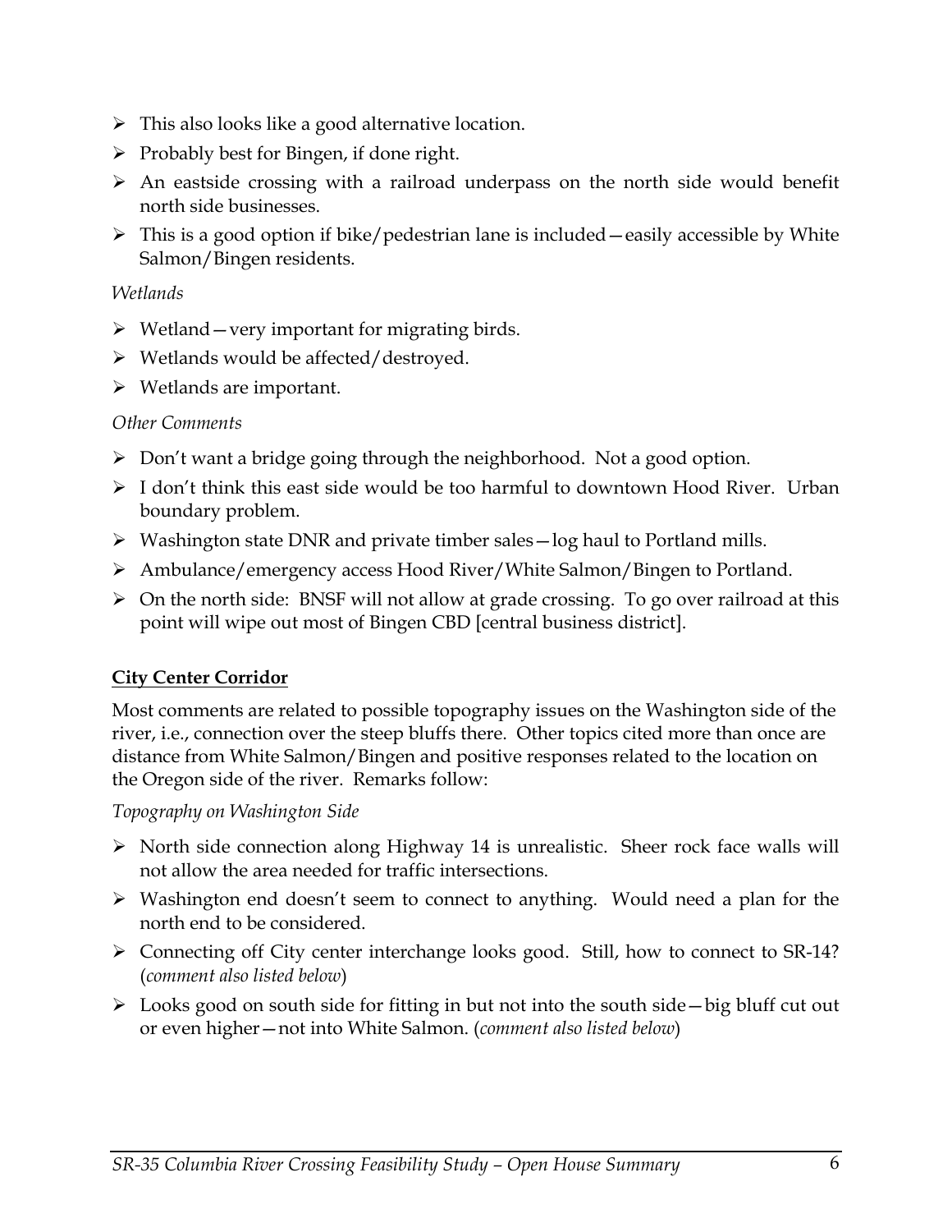- This also looks like a good alternative location.
- Probably best for Bingen, if done right.
- An eastside crossing with a railroad underpass on the north side would benefit north side businesses.
- This is a good option if bike/pedestrian lane is included—easily accessible by White Salmon/Bingen residents.

*Wetlands*

- Wetland—very important for migrating birds.
- Wetlands would be affected/destroyed.
- Wetlands are important.

*Other Comments*

- Don't want a bridge going through the neighborhood. Not a good option.
- I don't think this east side would be too harmful to downtown Hood River. Urban boundary problem.
- Washington state DNR and private timber sales—log haul to Portland mills.
- Ambulance/emergency access Hood River/White Salmon/Bingen to Portland.
- On the north side: BNSF will not allow at grade crossing. To go over railroad at this point will wipe out most of Bingen CBD [central business district].

**City Center Corridor**

Most comments are related to possible topography issues on the Washington side of the river, i.e., connection over the steep bluffs there. Other topics cited more than once are distance from White Salmon/Bingen and positive responses related to the location on the Oregon side of the river. Remarks follow:

*Topography on Washington Side*

- North side connection along Highway 14 is unrealistic. Sheer rock face walls will not allow the area needed for traffic intersections.
- Washington end doesn't seem to connect to anything. Would need a plan for the north end to be considered.
- Connecting off City center interchange looks good. Still, how to connect to SR-14? (*comment also listed below*)
- Looks good on south side for fitting in but not into the south side—big bluff cut out or even higher—not into White Salmon. (*comment also listed below*)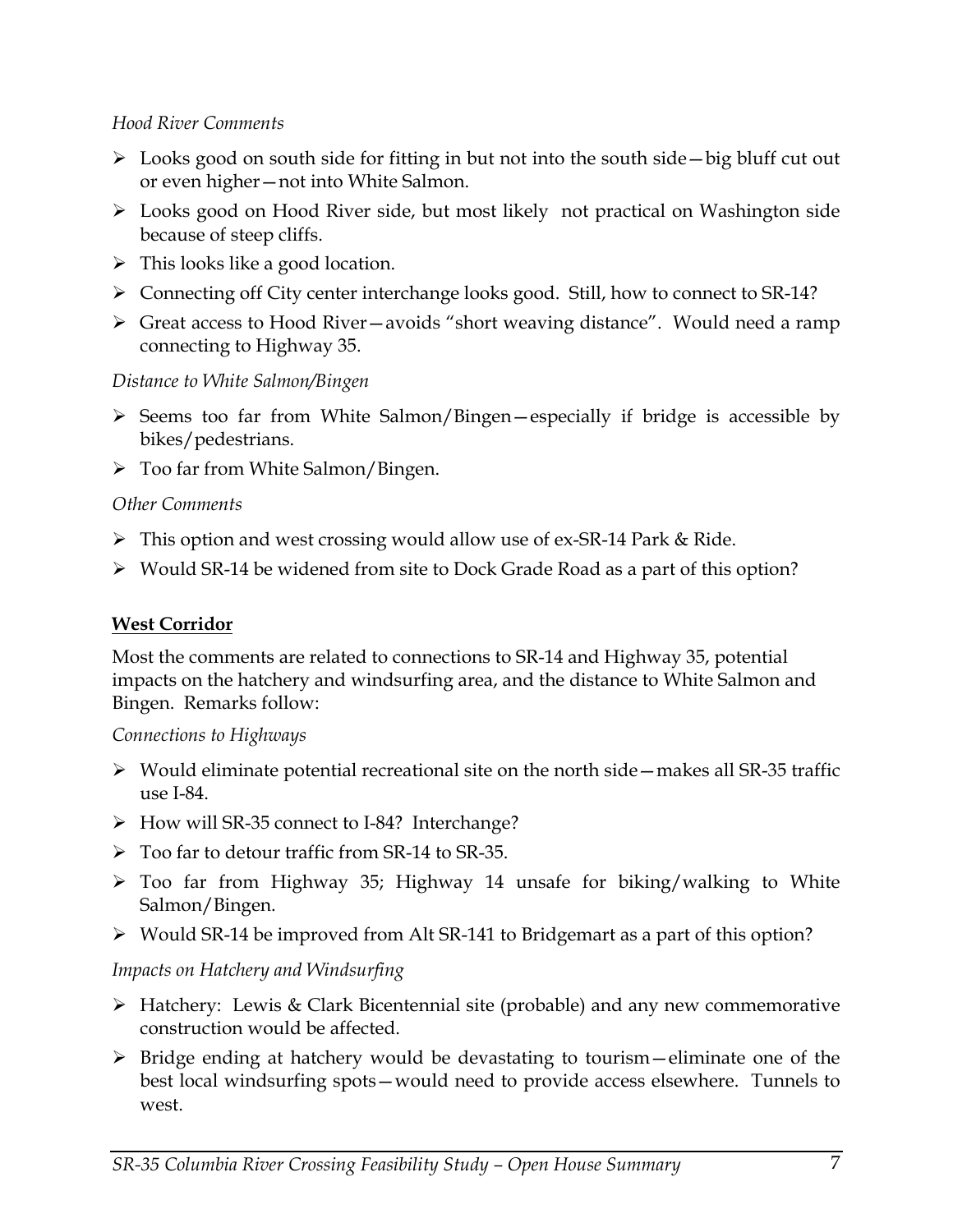*Hood River Comments*

- Looks good on south side for fitting in but not into the south side—big bluff cut out or even higher—not into White Salmon.
- Looks good on Hood River side, but most likely not practical on Washington side because of steep cliffs.
- This looks like a good location.
- Connecting off City center interchange looks good. Still, how to connect to SR-14?
- Great access to Hood River—avoids "short weaving distance". Would need a ramp connecting to Highway 35.

*Distance to White Salmon/Bingen*

- Seems too far from White Salmon/Bingen—especially if bridge is accessible by bikes/pedestrians.
- Too far from White Salmon/Bingen.

*Other Comments*

- This option and west crossing would allow use of ex-SR-14 Park & Ride.
- Would SR-14 be widened from site to Dock Grade Road as a part of this option?

**West Corridor**

Most the comments are related to connections to SR-14 and Highway 35, potential impacts on the hatchery and windsurfing area, and the distance to White Salmon and Bingen. Remarks follow:

*Connections to Highways*

- Would eliminate potential recreational site on the north side—makes all SR-35 traffic use I-84.
- How will SR-35 connect to I-84? Interchange?
- Too far to detour traffic from SR-14 to SR-35.
- Too far from Highway 35; Highway 14 unsafe for biking/walking to White Salmon/Bingen.
- Would SR-14 be improved from Alt SR-141 to Bridgemart as a part of this option?

*Impacts on Hatchery and Windsurfing*

- Hatchery: Lewis & Clark Bicentennial site (probable) and any new commemorative construction would be affected.
- Bridge ending at hatchery would be devastating to tourism—eliminate one of the best local windsurfing spots—would need to provide access elsewhere. Tunnels to west.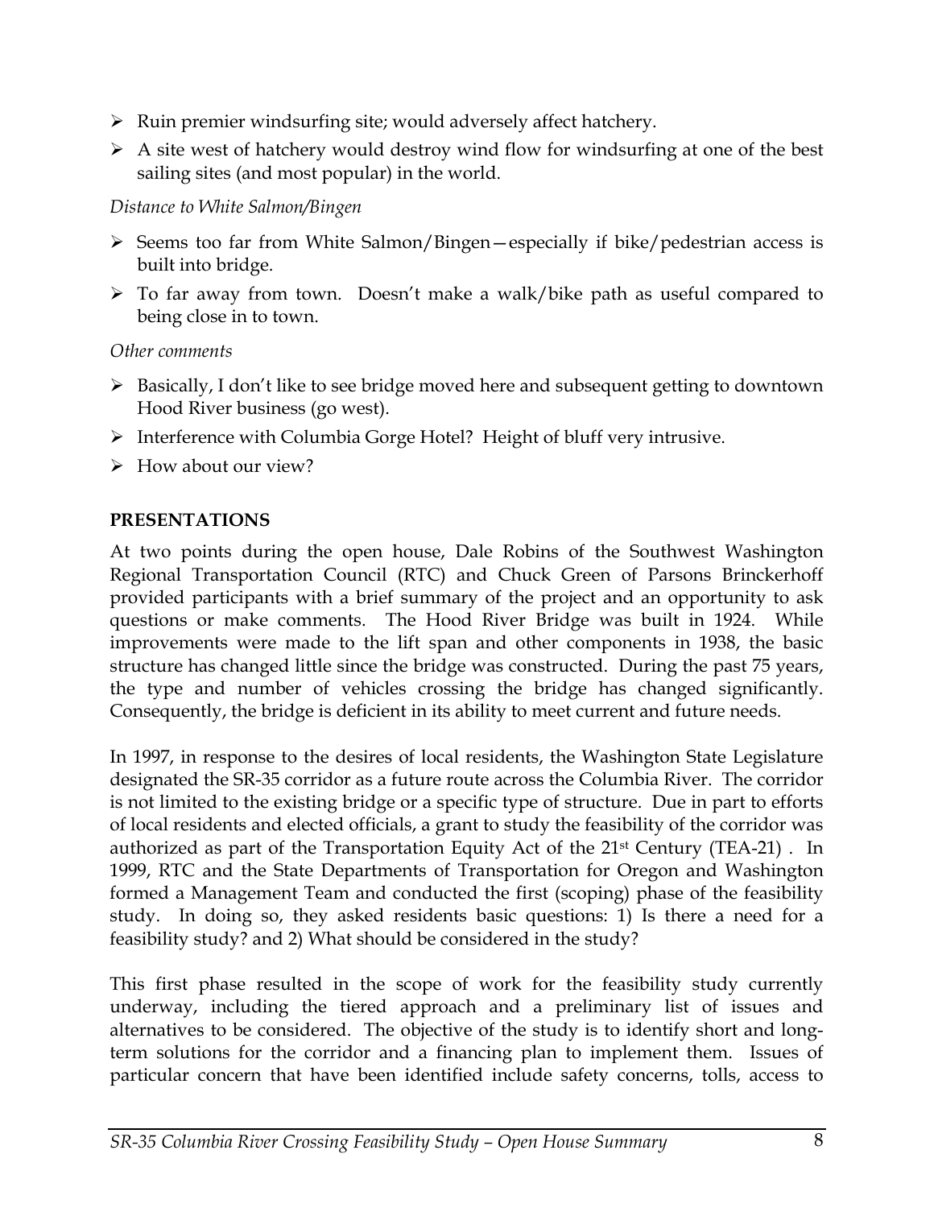- Ruin premier windsurfing site; would adversely affect hatchery.
- A site west of hatchery would destroy wind flow for windsurfing at one of the best sailing sites (and most popular) in the world.

*Distance to White Salmon/Bingen*

- Seems too far from White Salmon/Bingen—especially if bike/pedestrian access is built into bridge.
- To far away from town. Doesn't make a walk/bike path as useful compared to being close in to town.

*Other comments*

- Basically, I don't like to see bridge moved here and subsequent getting to downtown Hood River business (go west).
- Interference with Columbia Gorge Hotel? Height of bluff very intrusive.
- How about our view?

**PRESENTATIONS**

At two points during the open house, Dale Robins of the Southwest Washington Regional Transportation Council (RTC) and Chuck Green of Parsons Brinckerhoff provided participants with a brief summary of the project and an opportunity to ask questions or make comments. The Hood River Bridge was built in 1924. While improvements were made to the lift span and other components in 1938, the basic structure has changed little since the bridge was constructed. During the past 75 years, the type and number of vehicles crossing the bridge has changed significantly. Consequently, the bridge is deficient in its ability to meet current and future needs.

In 1997, in response to the desires of local residents, the Washington State Legislature designated the SR-35 corridor as a future route across the Columbia River. The corridor is not limited to the existing bridge or a specific type of structure. Due in part to efforts of local residents and elected officials, a grant to study the feasibility of the corridor was authorized as part of the Transportation Equity Act of the 21st Century (TEA-21) . In 1999, RTC and the State Departments of Transportation for Oregon and Washington formed a Management Team and conducted the first (scoping) phase of the feasibility study. In doing so, they asked residents basic questions: 1) Is there a need for a feasibility study? and 2) What should be considered in the study?

This first phase resulted in the scope of work for the feasibility study currently underway, including the tiered approach and a preliminary list of issues and alternatives to be considered. The objective of the study is to identify short and long-term solutions for the corridor and a financing plan to implement them. Issues of particular concern that have been identified include safety concerns, tolls, access to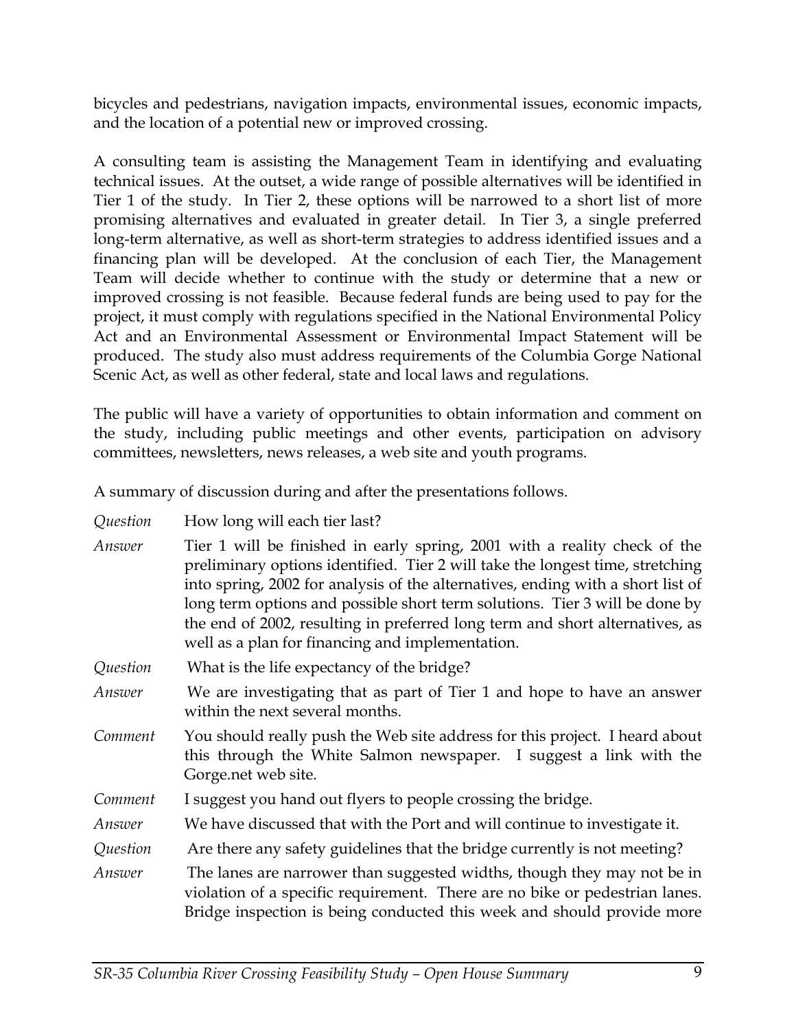bicycles and pedestrians, navigation impacts, environmental issues, economic impacts, and the location of a potential new or improved crossing.

A consulting team is assisting the Management Team in identifying and evaluating technical issues. At the outset, a wide range of possible alternatives will be identified in Tier 1 of the study. In Tier 2, these options will be narrowed to a short list of more promising alternatives and evaluated in greater detail. In Tier 3, a single preferred long-term alternative, as well as short-term strategies to address identified issues and a financing plan will be developed. At the conclusion of each Tier, the Management Team will decide whether to continue with the study or determine that a new or improved crossing is not feasible. Because federal funds are being used to pay for the project, it must comply with regulations specified in the National Environmental Policy Act and an Environmental Assessment or Environmental Impact Statement will be produced. The study also must address requirements of the Columbia Gorge National Scenic Act, as well as other federal, state and local laws and regulations.

The public will have a variety of opportunities to obtain information and comment on the study, including public meetings and other events, participation on advisory committees, newsletters, news releases, a web site and youth programs.

A summary of discussion during and after the presentations follows.

*Question* How long will each tier last?

*Answer* Tier 1 will be finished in early spring, 2001 with a reality check of the preliminary options identified. Tier 2 will take the longest time, stretching into spring, 2002 for analysis of the alternatives, ending with a short list of long term options and possible short term solutions. Tier 3 will be done by the end of 2002, resulting in preferred long term and short alternatives, as well as a plan for financing and implementation.

*Question* What is the life expectancy of the bridge?

*Answer* We are investigating that as part of Tier 1 and hope to have an answer within the next several months.

*Comment* You should really push the Web site address for this project. I heard about this through the White Salmon newspaper. I suggest a link with the Gorge.net web site.

*Comment* I suggest you hand out flyers to people crossing the bridge.

*Answer* We have discussed that with the Port and will continue to investigate it.

*Question* Are there any safety guidelines that the bridge currently is not meeting?

*Answer* The lanes are narrower than suggested widths, though they may not be in violation of a specific requirement. There are no bike or pedestrian lanes. Bridge inspection is being conducted this week and should provide more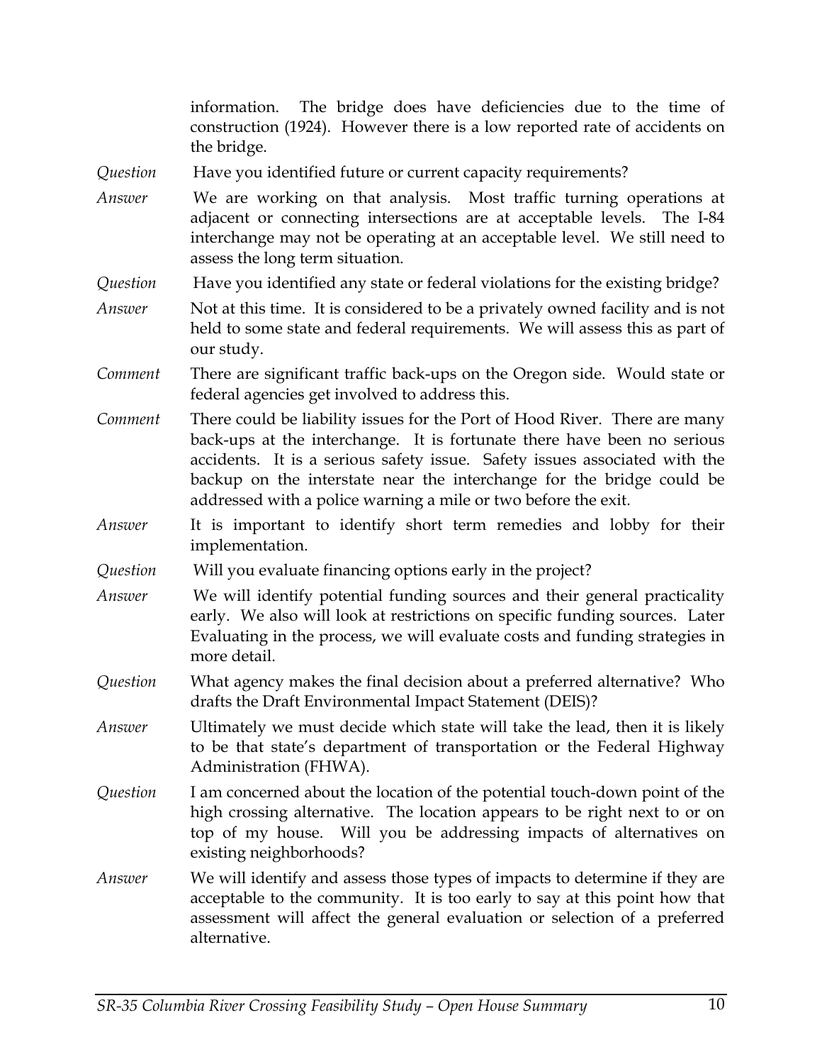information. The bridge does have deficiencies due to the time of construction (1924). However there is a low reported rate of accidents on the bridge.

*Question* Have you identified future or current capacity requirements?

*Answer* We are working on that analysis. Most traffic turning operations at adjacent or connecting intersections are at acceptable levels. The I-84 interchange may not be operating at an acceptable level. We still need to assess the long term situation.

*Question* Have you identified any state or federal violations for the existing bridge?

*Answer* Not at this time. It is considered to be a privately owned facility and is not held to some state and federal requirements. We will assess this as part of our study.

*Comment* There are significant traffic back-ups on the Oregon side. Would state or federal agencies get involved to address this.

*Comment* There could be liability issues for the Port of Hood River. There are many back-ups at the interchange. It is fortunate there have been no serious accidents. It is a serious safety issue. Safety issues associated with the backup on the interstate near the interchange for the bridge could be addressed with a police warning a mile or two before the exit.

*Answer* It is important to identify short term remedies and lobby for their implementation.

*Question* Will you evaluate financing options early in the project?

*Answer* We will identify potential funding sources and their general practicality early. We also will look at restrictions on specific funding sources. Later Evaluating in the process, we will evaluate costs and funding strategies in more detail.

*Question* What agency makes the final decision about a preferred alternative? Who drafts the Draft Environmental Impact Statement (DEIS)?

*Answer* Ultimately we must decide which state will take the lead, then it is likely to be that state's department of transportation or the Federal Highway Administration (FHWA).

*Question* I am concerned about the location of the potential touch-down point of the high crossing alternative. The location appears to be right next to or on top of my house. Will you be addressing impacts of alternatives on existing neighborhoods?

*Answer* We will identify and assess those types of impacts to determine if they are acceptable to the community. It is too early to say at this point how that assessment will affect the general evaluation or selection of a preferred alternative.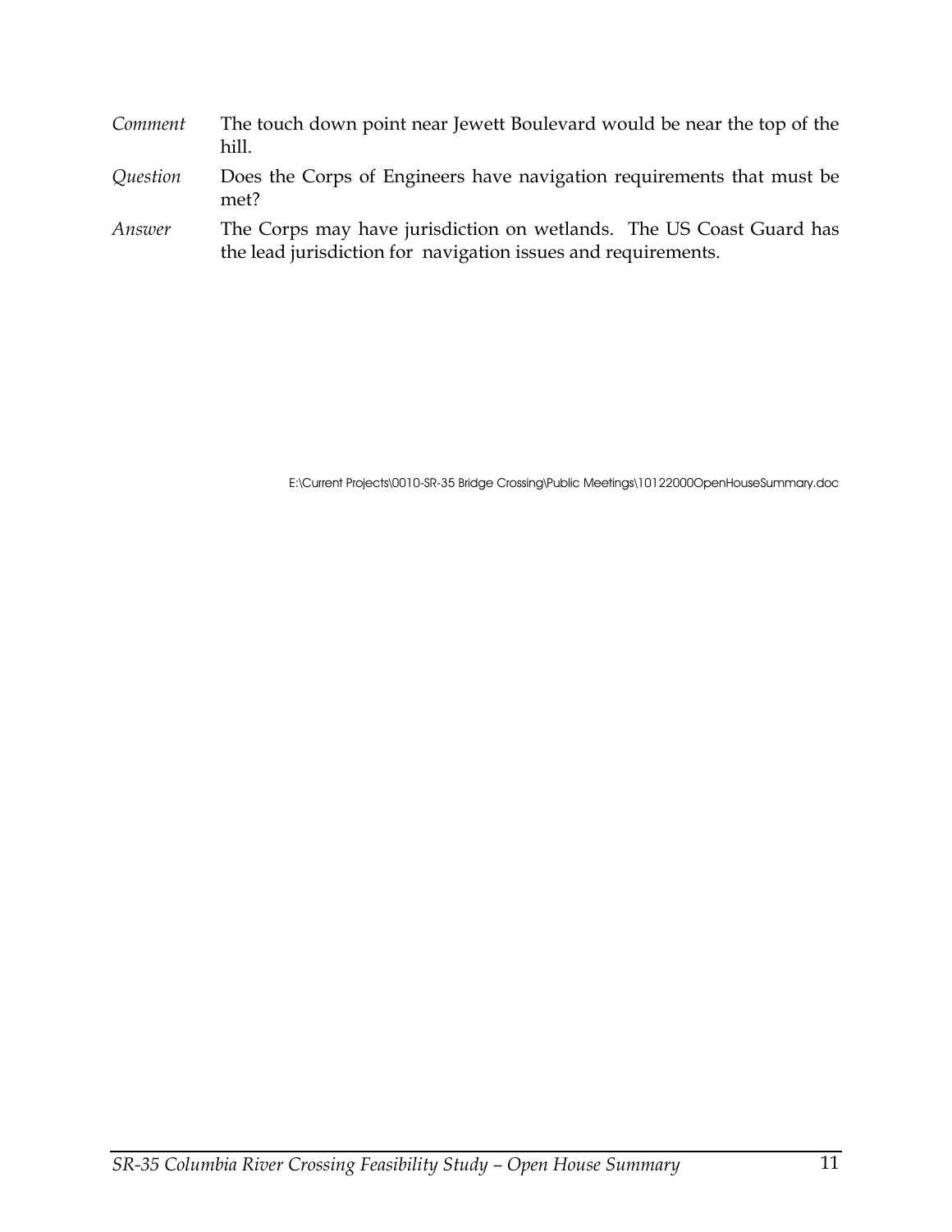*Comment* The touch down point near Jewett Boulevard would be near the top of the hill.

*Question* Does the Corps of Engineers have navigation requirements that must be met?

*Answer* The Corps may have jurisdiction on wetlands. The US Coast Guard has the lead jurisdiction for navigation issues and requirements.

E:\Current Projects\0010-SR-35 Bridge Crossing\Public Meetings\10122000OpenHouseSummary.doc